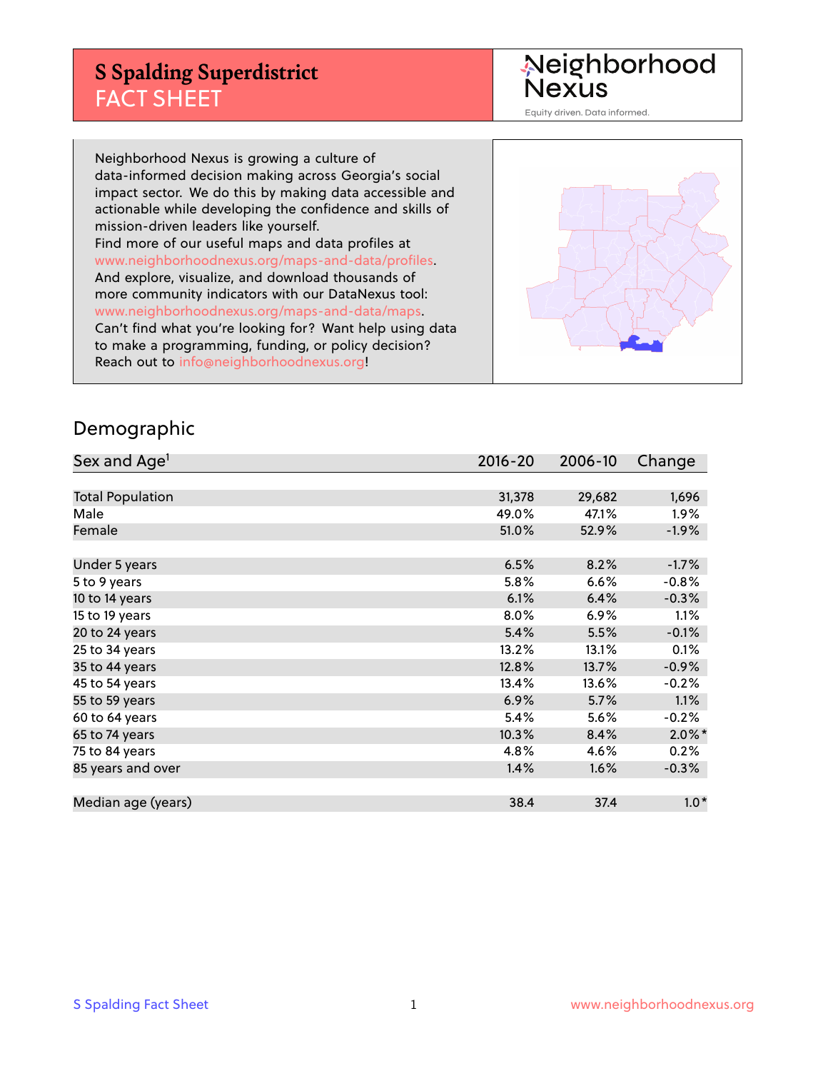# S Spalding Superdistrict
## FACT SHEET

Neighborhood Nexus

Equity driven. Data informed.

Neighborhood Nexus is growing a culture of data-informed decision making across Georgia's social impact sector. We do this by making data accessible and actionable while developing the confidence and skills of mission-driven leaders like yourself.
Find more of our useful maps and data profiles at www.neighborhoodnexus.org/maps-and-data/profiles.
And explore, visualize, and download thousands of more community indicators with our DataNexus tool: www.neighborhoodnexus.org/maps-and-data/maps.
Can't find what you're looking for? Want help using data to make a programming, funding, or policy decision? Reach out to info@neighborhoodnexus.org!

## Demographic

| Sex and Age[1] | 2016-20 | 2006-10 | Change |
|---|---|---|---|
| Total Population | 31,378 | 29,682 | 1,696 |
| Male | 49.0% | 47.1% | 1.9% |
| Female | 51.0% | 52.9% | -1.9% |
| | | | |
| Under 5 years | 6.5% | 8.2% | -1.7% |
| 5 to 9 years | 5.8% | 6.6% | -0.8% |
| 10 to 14 years | 6.1% | 6.4% | -0.3% |
| 15 to 19 years | 8.0% | 6.9% | 1.1% |
| 20 to 24 years | 5.4% | 5.5% | -0.1% |
| 25 to 34 years | 13.2% | 13.1% | 0.1% |
| 35 to 44 years | 12.8% | 13.7% | -0.9% |
| 45 to 54 years | 13.4% | 13.6% | -0.2% |
| 55 to 59 years | 6.9% | 5.7% | 1.1% |
| 60 to 64 years | 5.4% | 5.6% | -0.2% |
| 65 to 74 years | 10.3% | 8.4% | 2.0%* |
| 75 to 84 years | 4.8% | 4.6% | 0.2% |
| 85 years and over | 1.4% | 1.6% | -0.3% |
| | | | |
| Median age (years) | 38.4 | 37.4 | 1.0* |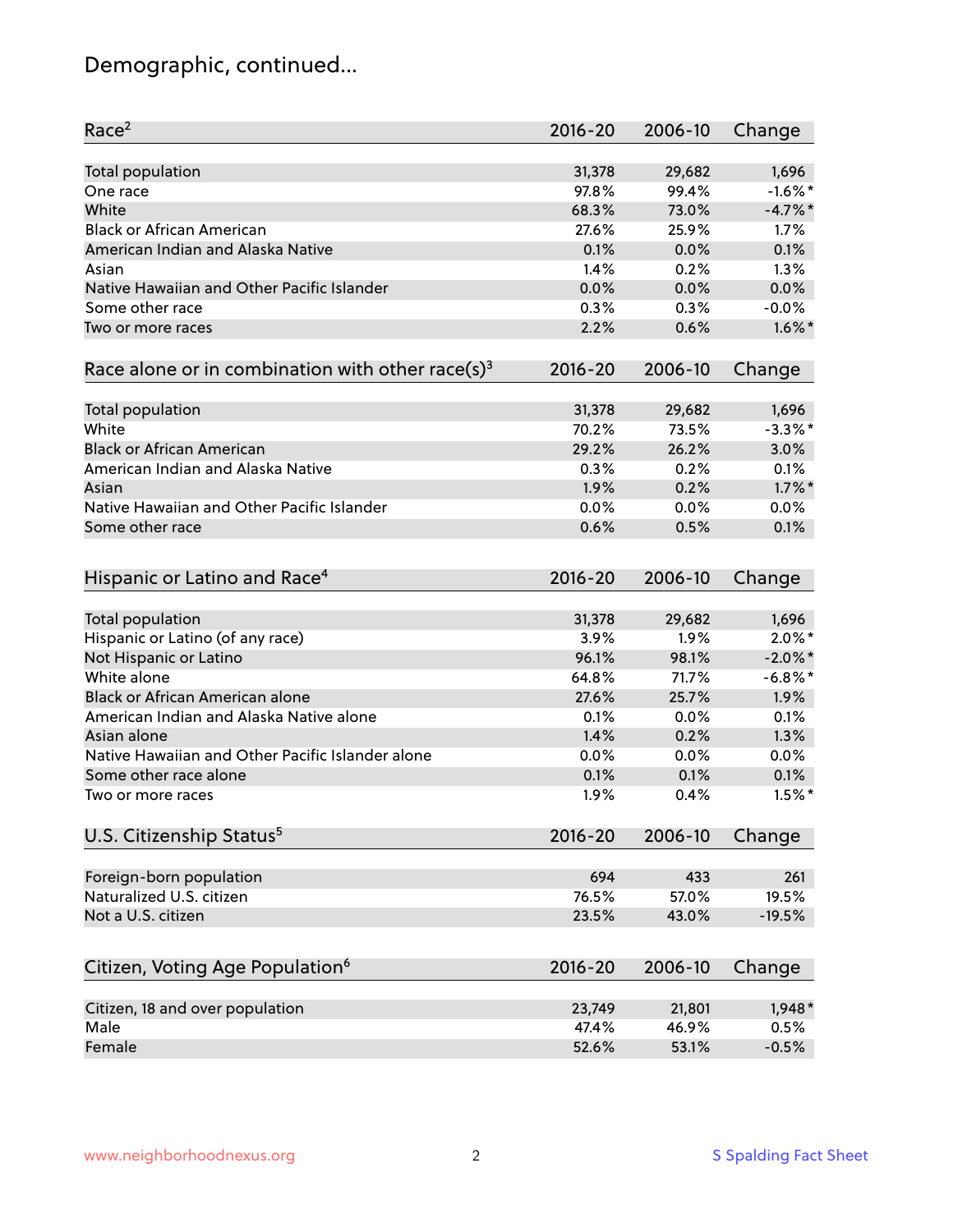# Demographic, continued...

| Race[2] | 2016-20 | 2006-10 | Change |
|---|---|---|---|
| Total population | 31,378 | 29,682 | 1,696 |
| One race | 97.8% | 99.4% | -1.6%* |
| White | 68.3% | 73.0% | -4.7%* |
| Black or African American | 27.6% | 25.9% | 1.7% |
| American Indian and Alaska Native | 0.1% | 0.0% | 0.1% |
| Asian | 1.4% | 0.2% | 1.3% |
| Native Hawaiian and Other Pacific Islander | 0.0% | 0.0% | 0.0% |
| Some other race | 0.3% | 0.3% | -0.0% |
| Two or more races | 2.2% | 0.6% | 1.6%* |

| Race alone or in combination with other race(s)[3] | 2016-20 | 2006-10 | Change |
|---|---|---|---|
| Total population | 31,378 | 29,682 | 1,696 |
| White | 70.2% | 73.5% | -3.3%* |
| Black or African American | 29.2% | 26.2% | 3.0% |
| American Indian and Alaska Native | 0.3% | 0.2% | 0.1% |
| Asian | 1.9% | 0.2% | 1.7%* |
| Native Hawaiian and Other Pacific Islander | 0.0% | 0.0% | 0.0% |
| Some other race | 0.6% | 0.5% | 0.1% |

| Hispanic or Latino and Race[4] | 2016-20 | 2006-10 | Change |
|---|---|---|---|
| Total population | 31,378 | 29,682 | 1,696 |
| Hispanic or Latino (of any race) | 3.9% | 1.9% | 2.0%* |
| Not Hispanic or Latino | 96.1% | 98.1% | -2.0%* |
| White alone | 64.8% | 71.7% | -6.8%* |
| Black or African American alone | 27.6% | 25.7% | 1.9% |
| American Indian and Alaska Native alone | 0.1% | 0.0% | 0.1% |
| Asian alone | 1.4% | 0.2% | 1.3% |
| Native Hawaiian and Other Pacific Islander alone | 0.0% | 0.0% | 0.0% |
| Some other race alone | 0.1% | 0.1% | 0.1% |
| Two or more races | 1.9% | 0.4% | 1.5%* |

| U.S. Citizenship Status[5] | 2016-20 | 2006-10 | Change |
|---|---|---|---|
| Foreign-born population | 694 | 433 | 261 |
| Naturalized U.S. citizen | 76.5% | 57.0% | 19.5% |
| Not a U.S. citizen | 23.5% | 43.0% | -19.5% |

| Citizen, Voting Age Population[6] | 2016-20 | 2006-10 | Change |
|---|---|---|---|
| Citizen, 18 and over population | 23,749 | 21,801 | 1,948* |
| Male | 47.4% | 46.9% | 0.5% |
| Female | 52.6% | 53.1% | -0.5% |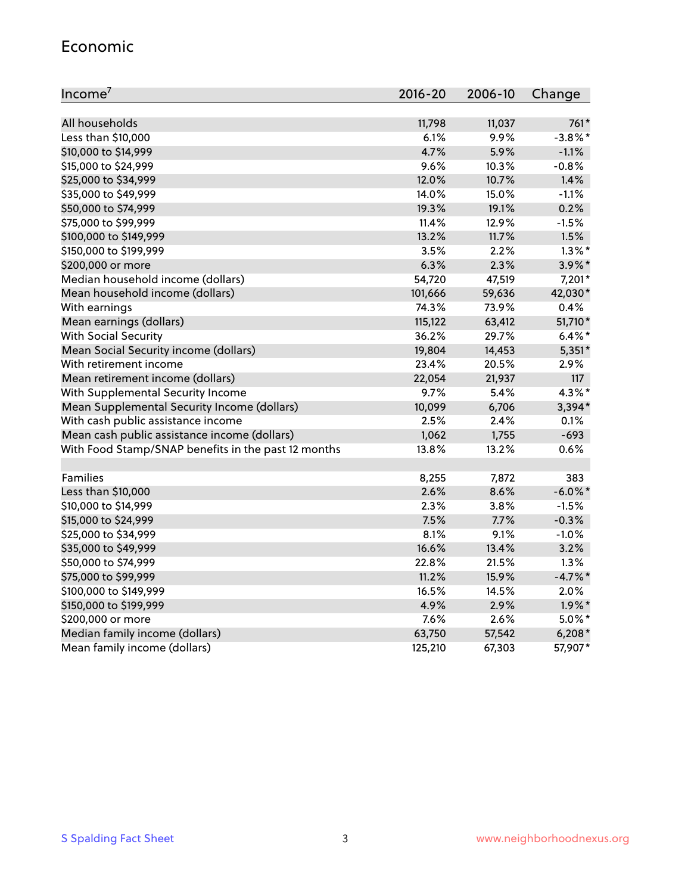## Economic

| Income[7] | 2016-20 | 2006-10 | Change |
|---|---|---|---|
| All households | 11,798 | 11,037 | 761* |
| Less than $10,000 | 6.1% | 9.9% | -3.8%* |
| $10,000 to $14,999 | 4.7% | 5.9% | -1.1% |
| $15,000 to $24,999 | 9.6% | 10.3% | -0.8% |
| $25,000 to $34,999 | 12.0% | 10.7% | 1.4% |
| $35,000 to $49,999 | 14.0% | 15.0% | -1.1% |
| $50,000 to $74,999 | 19.3% | 19.1% | 0.2% |
| $75,000 to $99,999 | 11.4% | 12.9% | -1.5% |
| $100,000 to $149,999 | 13.2% | 11.7% | 1.5% |
| $150,000 to $199,999 | 3.5% | 2.2% | 1.3%* |
| $200,000 or more | 6.3% | 2.3% | 3.9%* |
| Median household income (dollars) | 54,720 | 47,519 | 7,201* |
| Mean household income (dollars) | 101,666 | 59,636 | 42,030* |
| With earnings | 74.3% | 73.9% | 0.4% |
| Mean earnings (dollars) | 115,122 | 63,412 | 51,710* |
| With Social Security | 36.2% | 29.7% | 6.4%* |
| Mean Social Security income (dollars) | 19,804 | 14,453 | 5,351* |
| With retirement income | 23.4% | 20.5% | 2.9% |
| Mean retirement income (dollars) | 22,054 | 21,937 | 117 |
| With Supplemental Security Income | 9.7% | 5.4% | 4.3%* |
| Mean Supplemental Security Income (dollars) | 10,099 | 6,706 | 3,394* |
| With cash public assistance income | 2.5% | 2.4% | 0.1% |
| Mean cash public assistance income (dollars) | 1,062 | 1,755 | -693 |
| With Food Stamp/SNAP benefits in the past 12 months | 13.8% | 13.2% | 0.6% |
| | | | |
| Families | 8,255 | 7,872 | 383 |
| Less than $10,000 | 2.6% | 8.6% | -6.0%* |
| $10,000 to $14,999 | 2.3% | 3.8% | -1.5% |
| $15,000 to $24,999 | 7.5% | 7.7% | -0.3% |
| $25,000 to $34,999 | 8.1% | 9.1% | -1.0% |
| $35,000 to $49,999 | 16.6% | 13.4% | 3.2% |
| $50,000 to $74,999 | 22.8% | 21.5% | 1.3% |
| $75,000 to $99,999 | 11.2% | 15.9% | -4.7%* |
| $100,000 to $149,999 | 16.5% | 14.5% | 2.0% |
| $150,000 to $199,999 | 4.9% | 2.9% | 1.9%* |
| $200,000 or more | 7.6% | 2.6% | 5.0%* |
| Median family income (dollars) | 63,750 | 57,542 | 6,208* |
| Mean family income (dollars) | 125,210 | 67,303 | 57,907* |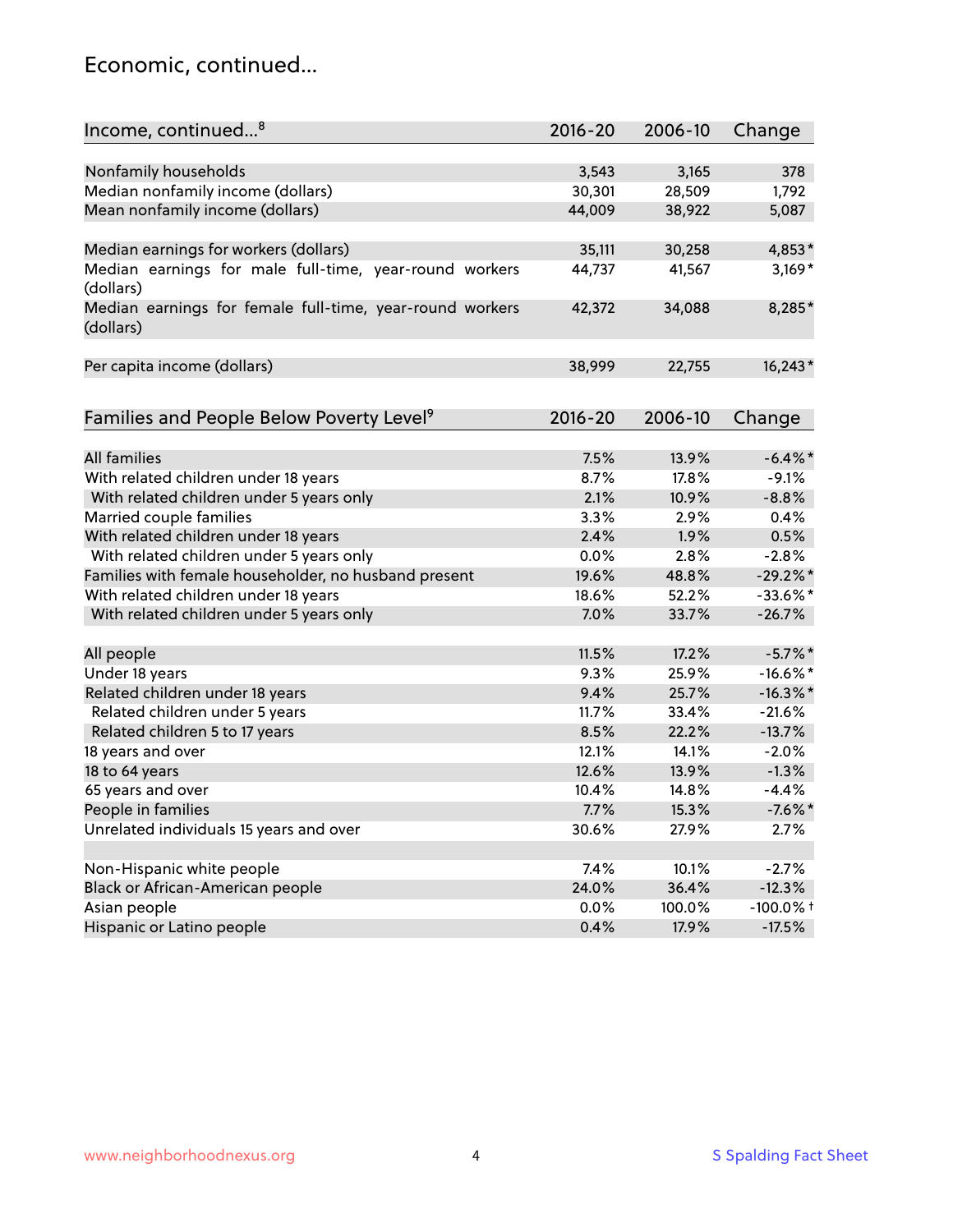# Economic, continued...

| Income, continued...[8] | 2016-20 | 2006-10 | Change |
|---|---|---|---|
| Nonfamily households | 3,543 | 3,165 | 378 |
| Median nonfamily income (dollars) | 30,301 | 28,509 | 1,792 |
| Mean nonfamily income (dollars) | 44,009 | 38,922 | 5,087 |
| Median earnings for workers (dollars) | 35,111 | 30,258 | 4,853* |
| Median earnings for male full-time, year-round workers (dollars) | 44,737 | 41,567 | 3,169* |
| Median earnings for female full-time, year-round workers (dollars) | 42,372 | 34,088 | 8,285* |
| Per capita income (dollars) | 38,999 | 22,755 | 16,243* |

| Families and People Below Poverty Level[9] | 2016-20 | 2006-10 | Change |
|---|---|---|---|
| All families | 7.5% | 13.9% | -6.4%* |
| With related children under 18 years | 8.7% | 17.8% | -9.1% |
| With related children under 5 years only | 2.1% | 10.9% | -8.8% |
| Married couple families | 3.3% | 2.9% | 0.4% |
| With related children under 18 years | 2.4% | 1.9% | 0.5% |
| With related children under 5 years only | 0.0% | 2.8% | -2.8% |
| Families with female householder, no husband present | 19.6% | 48.8% | -29.2%* |
| With related children under 18 years | 18.6% | 52.2% | -33.6%* |
| With related children under 5 years only | 7.0% | 33.7% | -26.7% |
| All people | 11.5% | 17.2% | -5.7%* |
| Under 18 years | 9.3% | 25.9% | -16.6%* |
| Related children under 18 years | 9.4% | 25.7% | -16.3%* |
| Related children under 5 years | 11.7% | 33.4% | -21.6% |
| Related children 5 to 17 years | 8.5% | 22.2% | -13.7% |
| 18 years and over | 12.1% | 14.1% | -2.0% |
| 18 to 64 years | 12.6% | 13.9% | -1.3% |
| 65 years and over | 10.4% | 14.8% | -4.4% |
| People in families | 7.7% | 15.3% | -7.6%* |
| Unrelated individuals 15 years and over | 30.6% | 27.9% | 2.7% |
| Non-Hispanic white people | 7.4% | 10.1% | -2.7% |
| Black or African-American people | 24.0% | 36.4% | -12.3% |
| Asian people | 0.0% | 100.0% | -100.0%† |
| Hispanic or Latino people | 0.4% | 17.9% | -17.5% |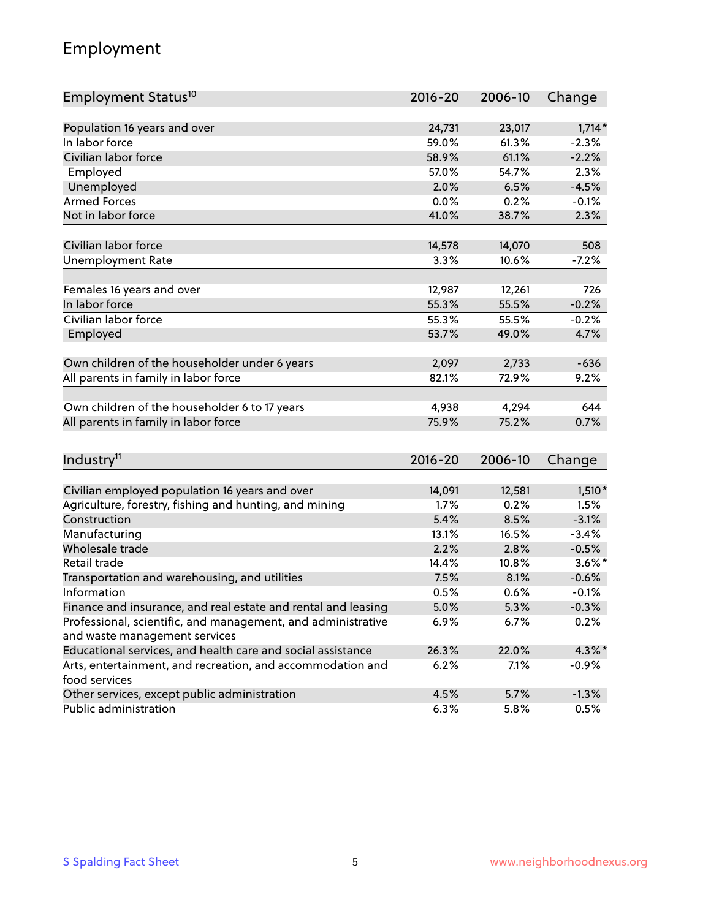## Employment

| Employment Status[10] | 2016-20 | 2006-10 | Change |
|---|---|---|---|
| Population 16 years and over | 24,731 | 23,017 | 1,714* |
| In labor force | 59.0% | 61.3% | -2.3% |
| Civilian labor force | 58.9% | 61.1% | -2.2% |
| Employed | 57.0% | 54.7% | 2.3% |
| Unemployed | 2.0% | 6.5% | -4.5% |
| Armed Forces | 0.0% | 0.2% | -0.1% |
| Not in labor force | 41.0% | 38.7% | 2.3% |
| | | | |
| Civilian labor force | 14,578 | 14,070 | 508 |
| Unemployment Rate | 3.3% | 10.6% | -7.2% |
| | | | |
| Females 16 years and over | 12,987 | 12,261 | 726 |
| In labor force | 55.3% | 55.5% | -0.2% |
| Civilian labor force | 55.3% | 55.5% | -0.2% |
| Employed | 53.7% | 49.0% | 4.7% |
| | | | |
| Own children of the householder under 6 years | 2,097 | 2,733 | -636 |
| All parents in family in labor force | 82.1% | 72.9% | 9.2% |
| | | | |
| Own children of the householder 6 to 17 years | 4,938 | 4,294 | 644 |
| All parents in family in labor force | 75.9% | 75.2% | 0.7% |

| Industry[11] | 2016-20 | 2006-10 | Change |
|---|---|---|---|
| Civilian employed population 16 years and over | 14,091 | 12,581 | 1,510* |
| Agriculture, forestry, fishing and hunting, and mining | 1.7% | 0.2% | 1.5% |
| Construction | 5.4% | 8.5% | -3.1% |
| Manufacturing | 13.1% | 16.5% | -3.4% |
| Wholesale trade | 2.2% | 2.8% | -0.5% |
| Retail trade | 14.4% | 10.8% | 3.6%* |
| Transportation and warehousing, and utilities | 7.5% | 8.1% | -0.6% |
| Information | 0.5% | 0.6% | -0.1% |
| Finance and insurance, and real estate and rental and leasing | 5.0% | 5.3% | -0.3% |
| Professional, scientific, and management, and administrative and waste management services | 6.9% | 6.7% | 0.2% |
| Educational services, and health care and social assistance | 26.3% | 22.0% | 4.3%* |
| Arts, entertainment, and recreation, and accommodation and food services | 6.2% | 7.1% | -0.9% |
| Other services, except public administration | 4.5% | 5.7% | -1.3% |
| Public administration | 6.3% | 5.8% | 0.5% |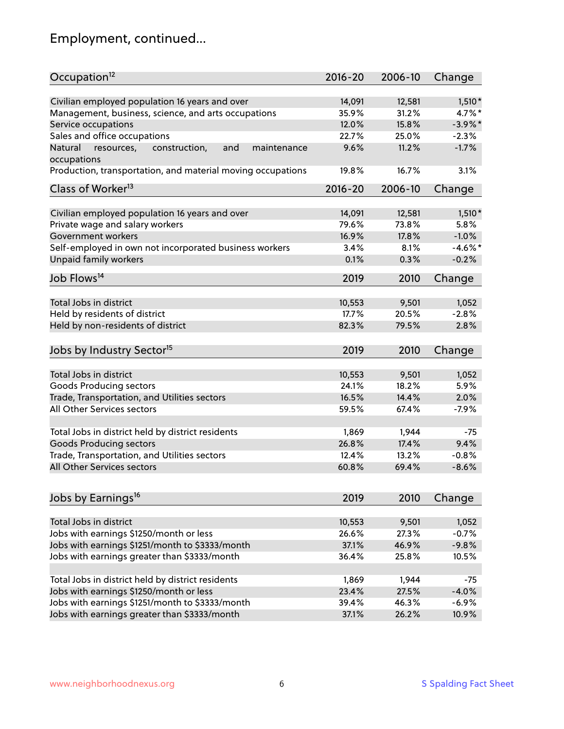## Employment, continued...

| Occupation[12] | 2016-20 | 2006-10 | Change |
|---|---|---|---|
| Civilian employed population 16 years and over | 14,091 | 12,581 | 1,510* |
| Management, business, science, and arts occupations | 35.9% | 31.2% | 4.7%* |
| Service occupations | 12.0% | 15.8% | -3.9%* |
| Sales and office occupations | 22.7% | 25.0% | -2.3% |
| Natural resources, construction, and maintenance occupations | 9.6% | 11.2% | -1.7% |
| Production, transportation, and material moving occupations | 19.8% | 16.7% | 3.1% |

| Class of Worker[13] | 2016-20 | 2006-10 | Change |
|---|---|---|---|
| Civilian employed population 16 years and over | 14,091 | 12,581 | 1,510* |
| Private wage and salary workers | 79.6% | 73.8% | 5.8% |
| Government workers | 16.9% | 17.8% | -1.0% |
| Self-employed in own not incorporated business workers | 3.4% | 8.1% | -4.6%* |
| Unpaid family workers | 0.1% | 0.3% | -0.2% |

| Job Flows[14] | 2019 | 2010 | Change |
|---|---|---|---|
| Total Jobs in district | 10,553 | 9,501 | 1,052 |
| Held by residents of district | 17.7% | 20.5% | -2.8% |
| Held by non-residents of district | 82.3% | 79.5% | 2.8% |

| Jobs by Industry Sector[15] | 2019 | 2010 | Change |
|---|---|---|---|
| Total Jobs in district | 10,553 | 9,501 | 1,052 |
| Goods Producing sectors | 24.1% | 18.2% | 5.9% |
| Trade, Transportation, and Utilities sectors | 16.5% | 14.4% | 2.0% |
| All Other Services sectors | 59.5% | 67.4% | -7.9% |
| | | | |
| Total Jobs in district held by district residents | 1,869 | 1,944 | -75 |
| Goods Producing sectors | 26.8% | 17.4% | 9.4% |
| Trade, Transportation, and Utilities sectors | 12.4% | 13.2% | -0.8% |
| All Other Services sectors | 60.8% | 69.4% | -8.6% |

| Jobs by Earnings[16] | 2019 | 2010 | Change |
|---|---|---|---|
| Total Jobs in district | 10,553 | 9,501 | 1,052 |
| Jobs with earnings $1250/month or less | 26.6% | 27.3% | -0.7% |
| Jobs with earnings $1251/month to $3333/month | 37.1% | 46.9% | -9.8% |
| Jobs with earnings greater than $3333/month | 36.4% | 25.8% | 10.5% |
| | | | |
| Total Jobs in district held by district residents | 1,869 | 1,944 | -75 |
| Jobs with earnings $1250/month or less | 23.4% | 27.5% | -4.0% |
| Jobs with earnings $1251/month to $3333/month | 39.4% | 46.3% | -6.9% |
| Jobs with earnings greater than $3333/month | 37.1% | 26.2% | 10.9% |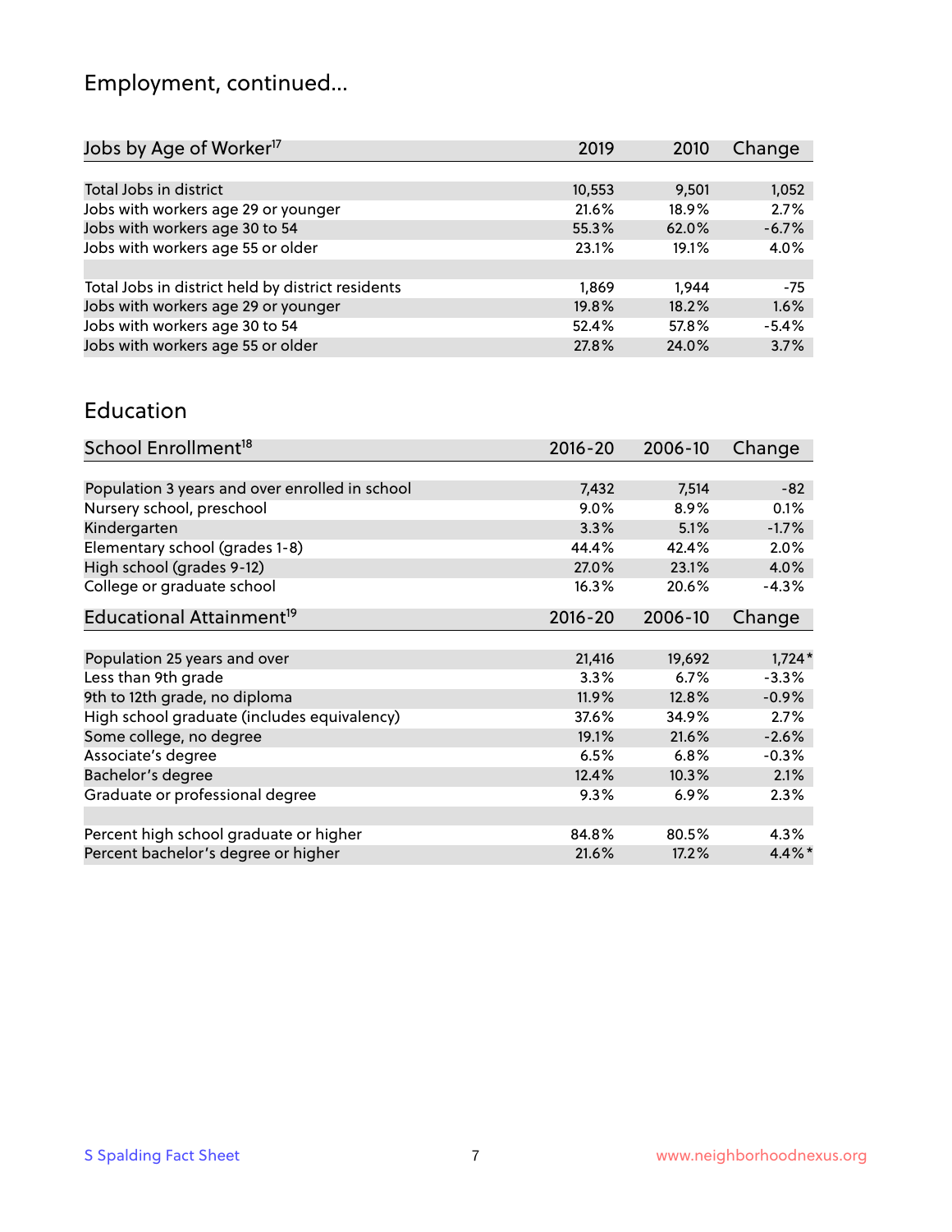## Employment, continued...

| Jobs by Age of Worker[17] | 2019 | 2010 | Change |
|---|---|---|---|
| Total Jobs in district | 10,553 | 9,501 | 1,052 |
| Jobs with workers age 29 or younger | 21.6% | 18.9% | 2.7% |
| Jobs with workers age 30 to 54 | 55.3% | 62.0% | -6.7% |
| Jobs with workers age 55 or older | 23.1% | 19.1% | 4.0% |
| | | | |
| Total Jobs in district held by district residents | 1,869 | 1,944 | -75 |
| Jobs with workers age 29 or younger | 19.8% | 18.2% | 1.6% |
| Jobs with workers age 30 to 54 | 52.4% | 57.8% | -5.4% |
| Jobs with workers age 55 or older | 27.8% | 24.0% | 3.7% |

## Education

| School Enrollment[18] | 2016-20 | 2006-10 | Change |
|---|---|---|---|
| Population 3 years and over enrolled in school | 7,432 | 7,514 | -82 |
| Nursery school, preschool | 9.0% | 8.9% | 0.1% |
| Kindergarten | 3.3% | 5.1% | -1.7% |
| Elementary school (grades 1-8) | 44.4% | 42.4% | 2.0% |
| High school (grades 9-12) | 27.0% | 23.1% | 4.0% |
| College or graduate school | 16.3% | 20.6% | -4.3% |

| Educational Attainment[19] | 2016-20 | 2006-10 | Change |
|---|---|---|---|
| Population 25 years and over | 21,416 | 19,692 | 1,724* |
| Less than 9th grade | 3.3% | 6.7% | -3.3% |
| 9th to 12th grade, no diploma | 11.9% | 12.8% | -0.9% |
| High school graduate (includes equivalency) | 37.6% | 34.9% | 2.7% |
| Some college, no degree | 19.1% | 21.6% | -2.6% |
| Associate's degree | 6.5% | 6.8% | -0.3% |
| Bachelor's degree | 12.4% | 10.3% | 2.1% |
| Graduate or professional degree | 9.3% | 6.9% | 2.3% |
| | | | |
| Percent high school graduate or higher | 84.8% | 80.5% | 4.3% |
| Percent bachelor's degree or higher | 21.6% | 17.2% | 4.4%* |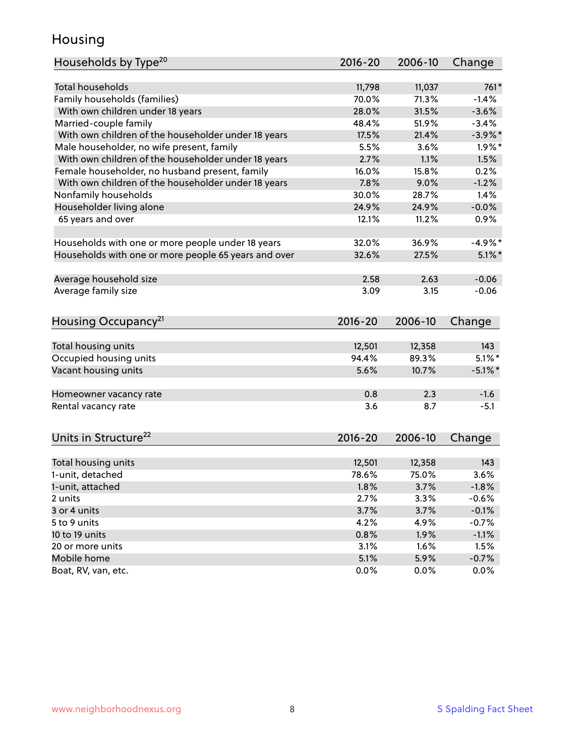## Housing

| Households by Type[20] | 2016-20 | 2006-10 | Change |
|---|---|---|---|
| Total households | 11,798 | 11,037 | 761* |
| Family households (families) | 70.0% | 71.3% | -1.4% |
| With own children under 18 years | 28.0% | 31.5% | -3.6% |
| Married-couple family | 48.4% | 51.9% | -3.4% |
| With own children of the householder under 18 years | 17.5% | 21.4% | -3.9%* |
| Male householder, no wife present, family | 5.5% | 3.6% | 1.9%* |
| With own children of the householder under 18 years | 2.7% | 1.1% | 1.5% |
| Female householder, no husband present, family | 16.0% | 15.8% | 0.2% |
| With own children of the householder under 18 years | 7.8% | 9.0% | -1.2% |
| Nonfamily households | 30.0% | 28.7% | 1.4% |
| Householder living alone | 24.9% | 24.9% | -0.0% |
| 65 years and over | 12.1% | 11.2% | 0.9% |
| | | | |
| Households with one or more people under 18 years | 32.0% | 36.9% | -4.9%* |
| Households with one or more people 65 years and over | 32.6% | 27.5% | 5.1%* |
| | | | |
| Average household size | 2.58 | 2.63 | -0.06 |
| Average family size | 3.09 | 3.15 | -0.06 |

| Housing Occupancy[21] | 2016-20 | 2006-10 | Change |
|---|---|---|---|
| Total housing units | 12,501 | 12,358 | 143 |
| Occupied housing units | 94.4% | 89.3% | 5.1%* |
| Vacant housing units | 5.6% | 10.7% | -5.1%* |
| | | | |
| Homeowner vacancy rate | 0.8 | 2.3 | -1.6 |
| Rental vacancy rate | 3.6 | 8.7 | -5.1 |

| Units in Structure[22] | 2016-20 | 2006-10 | Change |
|---|---|---|---|
| Total housing units | 12,501 | 12,358 | 143 |
| 1-unit, detached | 78.6% | 75.0% | 3.6% |
| 1-unit, attached | 1.8% | 3.7% | -1.8% |
| 2 units | 2.7% | 3.3% | -0.6% |
| 3 or 4 units | 3.7% | 3.7% | -0.1% |
| 5 to 9 units | 4.2% | 4.9% | -0.7% |
| 10 to 19 units | 0.8% | 1.9% | -1.1% |
| 20 or more units | 3.1% | 1.6% | 1.5% |
| Mobile home | 5.1% | 5.9% | -0.7% |
| Boat, RV, van, etc. | 0.0% | 0.0% | 0.0% |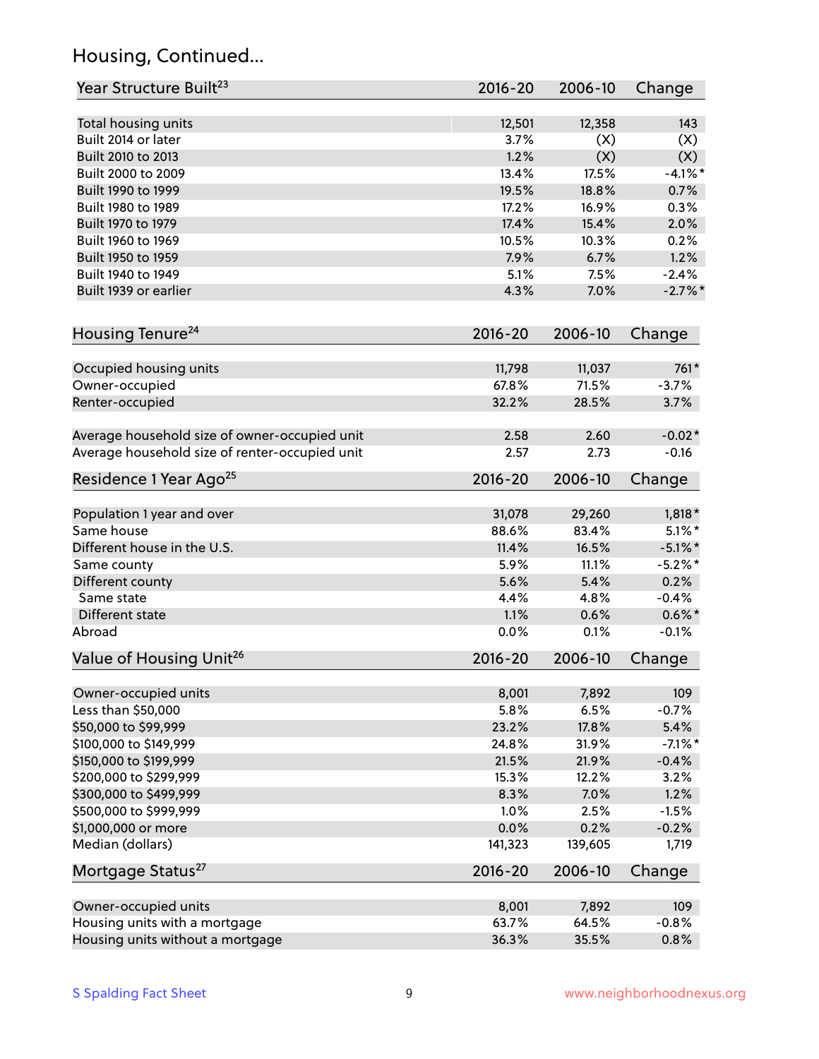## Housing, Continued...

| Year Structure Built[23] | 2016-20 | 2006-10 | Change |
|---|---|---|---|
| Total housing units | 12,501 | 12,358 | 143 |
| Built 2014 or later | 3.7% | (X) | (X) |
| Built 2010 to 2013 | 1.2% | (X) | (X) |
| Built 2000 to 2009 | 13.4% | 17.5% | -4.1%* |
| Built 1990 to 1999 | 19.5% | 18.8% | 0.7% |
| Built 1980 to 1989 | 17.2% | 16.9% | 0.3% |
| Built 1970 to 1979 | 17.4% | 15.4% | 2.0% |
| Built 1960 to 1969 | 10.5% | 10.3% | 0.2% |
| Built 1950 to 1959 | 7.9% | 6.7% | 1.2% |
| Built 1940 to 1949 | 5.1% | 7.5% | -2.4% |
| Built 1939 or earlier | 4.3% | 7.0% | -2.7%* |

| Housing Tenure[24] | 2016-20 | 2006-10 | Change |
|---|---|---|---|
| Occupied housing units | 11,798 | 11,037 | 761* |
| Owner-occupied | 67.8% | 71.5% | -3.7% |
| Renter-occupied | 32.2% | 28.5% | 3.7% |
| Average household size of owner-occupied unit | 2.58 | 2.60 | -0.02* |
| Average household size of renter-occupied unit | 2.57 | 2.73 | -0.16 |

| Residence 1 Year Ago[25] | 2016-20 | 2006-10 | Change |
|---|---|---|---|
| Population 1 year and over | 31,078 | 29,260 | 1,818* |
| Same house | 88.6% | 83.4% | 5.1%* |
| Different house in the U.S. | 11.4% | 16.5% | -5.1%* |
| Same county | 5.9% | 11.1% | -5.2%* |
| Different county | 5.6% | 5.4% | 0.2% |
| Same state | 4.4% | 4.8% | -0.4% |
| Different state | 1.1% | 0.6% | 0.6%* |
| Abroad | 0.0% | 0.1% | -0.1% |

| Value of Housing Unit[26] | 2016-20 | 2006-10 | Change |
|---|---|---|---|
| Owner-occupied units | 8,001 | 7,892 | 109 |
| Less than $50,000 | 5.8% | 6.5% | -0.7% |
| $50,000 to $99,999 | 23.2% | 17.8% | 5.4% |
| $100,000 to $149,999 | 24.8% | 31.9% | -7.1%* |
| $150,000 to $199,999 | 21.5% | 21.9% | -0.4% |
| $200,000 to $299,999 | 15.3% | 12.2% | 3.2% |
| $300,000 to $499,999 | 8.3% | 7.0% | 1.2% |
| $500,000 to $999,999 | 1.0% | 2.5% | -1.5% |
| $1,000,000 or more | 0.0% | 0.2% | -0.2% |
| Median (dollars) | 141,323 | 139,605 | 1,719 |

| Mortgage Status[27] | 2016-20 | 2006-10 | Change |
|---|---|---|---|
| Owner-occupied units | 8,001 | 7,892 | 109 |
| Housing units with a mortgage | 63.7% | 64.5% | -0.8% |
| Housing units without a mortgage | 36.3% | 35.5% | 0.8% |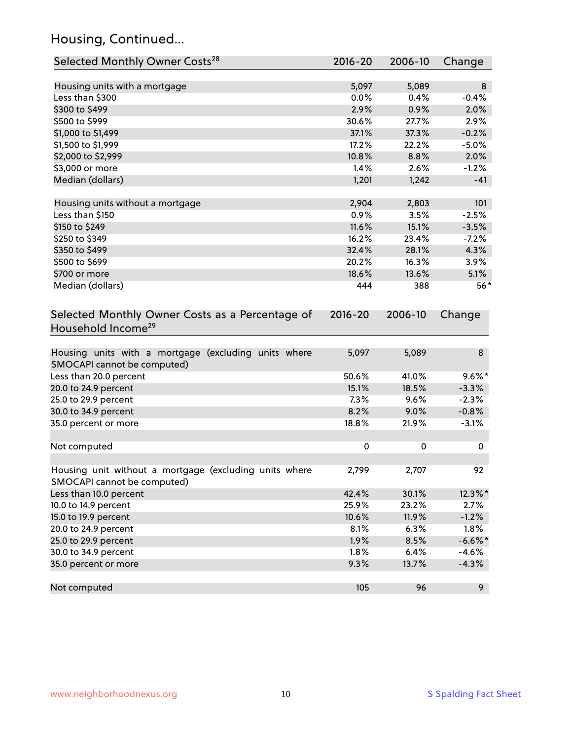## Housing, Continued...

| Selected Monthly Owner Costs[28] | 2016-20 | 2006-10 | Change |
|---|---|---|---|
| Housing units with a mortgage | 5,097 | 5,089 | 8 |
| Less than $300 | 0.0% | 0.4% | -0.4% |
| $300 to $499 | 2.9% | 0.9% | 2.0% |
| $500 to $999 | 30.6% | 27.7% | 2.9% |
| $1,000 to $1,499 | 37.1% | 37.3% | -0.2% |
| $1,500 to $1,999 | 17.2% | 22.2% | -5.0% |
| $2,000 to $2,999 | 10.8% | 8.8% | 2.0% |
| $3,000 or more | 1.4% | 2.6% | -1.2% |
| Median (dollars) | 1,201 | 1,242 | -41 |
| | | | |
| Housing units without a mortgage | 2,904 | 2,803 | 101 |
| Less than $150 | 0.9% | 3.5% | -2.5% |
| $150 to $249 | 11.6% | 15.1% | -3.5% |
| $250 to $349 | 16.2% | 23.4% | -7.2% |
| $350 to $499 | 32.4% | 28.1% | 4.3% |
| $500 to $699 | 20.2% | 16.3% | 3.9% |
| $700 or more | 18.6% | 13.6% | 5.1% |
| Median (dollars) | 444 | 388 | 56* |

| Selected Monthly Owner Costs as a Percentage of Household Income[29] | 2016-20 | 2006-10 | Change |
|---|---|---|---|
| Housing units with a mortgage (excluding units where SMOCAPI cannot be computed) | 5,097 | 5,089 | 8 |
| Less than 20.0 percent | 50.6% | 41.0% | 9.6%* |
| 20.0 to 24.9 percent | 15.1% | 18.5% | -3.3% |
| 25.0 to 29.9 percent | 7.3% | 9.6% | -2.3% |
| 30.0 to 34.9 percent | 8.2% | 9.0% | -0.8% |
| 35.0 percent or more | 18.8% | 21.9% | -3.1% |
| | | | |
| Not computed | 0 | 0 | 0 |
| | | | |
| Housing unit without a mortgage (excluding units where SMOCAPI cannot be computed) | 2,799 | 2,707 | 92 |
| Less than 10.0 percent | 42.4% | 30.1% | 12.3%* |
| 10.0 to 14.9 percent | 25.9% | 23.2% | 2.7% |
| 15.0 to 19.9 percent | 10.6% | 11.9% | -1.2% |
| 20.0 to 24.9 percent | 8.1% | 6.3% | 1.8% |
| 25.0 to 29.9 percent | 1.9% | 8.5% | -6.6%* |
| 30.0 to 34.9 percent | 1.8% | 6.4% | -4.6% |
| 35.0 percent or more | 9.3% | 13.7% | -4.3% |
| | | | |
| Not computed | 105 | 96 | 9 |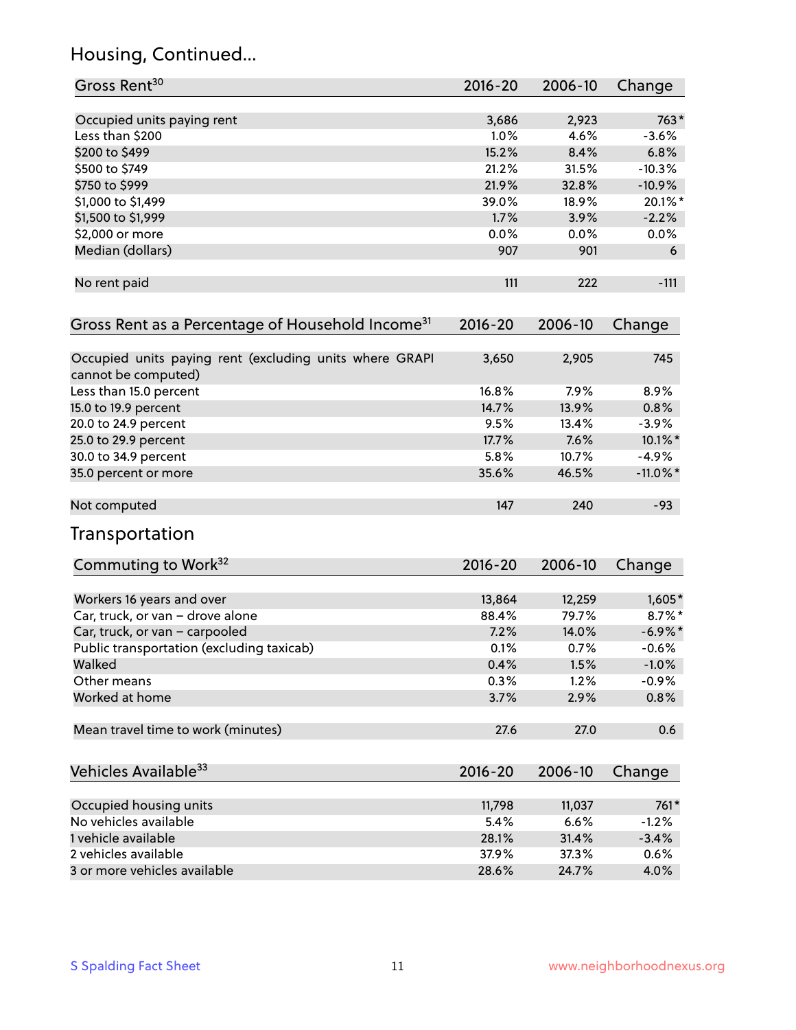## Housing, Continued...

| Gross Rent[30] | 2016-20 | 2006-10 | Change |
|---|---|---|---|
| Occupied units paying rent | 3,686 | 2,923 | 763* |
| Less than $200 | 1.0% | 4.6% | -3.6% |
| $200 to $499 | 15.2% | 8.4% | 6.8% |
| $500 to $749 | 21.2% | 31.5% | -10.3% |
| $750 to $999 | 21.9% | 32.8% | -10.9% |
| $1,000 to $1,499 | 39.0% | 18.9% | 20.1%* |
| $1,500 to $1,999 | 1.7% | 3.9% | -2.2% |
| $2,000 or more | 0.0% | 0.0% | 0.0% |
| Median (dollars) | 907 | 901 | 6 |
| No rent paid | 111 | 222 | -111 |

| Gross Rent as a Percentage of Household Income[31] | 2016-20 | 2006-10 | Change |
|---|---|---|---|
| Occupied units paying rent (excluding units where GRAPI cannot be computed) | 3,650 | 2,905 | 745 |
| Less than 15.0 percent | 16.8% | 7.9% | 8.9% |
| 15.0 to 19.9 percent | 14.7% | 13.9% | 0.8% |
| 20.0 to 24.9 percent | 9.5% | 13.4% | -3.9% |
| 25.0 to 29.9 percent | 17.7% | 7.6% | 10.1%* |
| 30.0 to 34.9 percent | 5.8% | 10.7% | -4.9% |
| 35.0 percent or more | 35.6% | 46.5% | -11.0%* |
| Not computed | 147 | 240 | -93 |

## Transportation

| Commuting to Work[32] | 2016-20 | 2006-10 | Change |
|---|---|---|---|
| Workers 16 years and over | 13,864 | 12,259 | 1,605* |
| Car, truck, or van – drove alone | 88.4% | 79.7% | 8.7%* |
| Car, truck, or van – carpooled | 7.2% | 14.0% | -6.9%* |
| Public transportation (excluding taxicab) | 0.1% | 0.7% | -0.6% |
| Walked | 0.4% | 1.5% | -1.0% |
| Other means | 0.3% | 1.2% | -0.9% |
| Worked at home | 3.7% | 2.9% | 0.8% |
| Mean travel time to work (minutes) | 27.6 | 27.0 | 0.6 |

| Vehicles Available[33] | 2016-20 | 2006-10 | Change |
|---|---|---|---|
| Occupied housing units | 11,798 | 11,037 | 761* |
| No vehicles available | 5.4% | 6.6% | -1.2% |
| 1 vehicle available | 28.1% | 31.4% | -3.4% |
| 2 vehicles available | 37.9% | 37.3% | 0.6% |
| 3 or more vehicles available | 28.6% | 24.7% | 4.0% |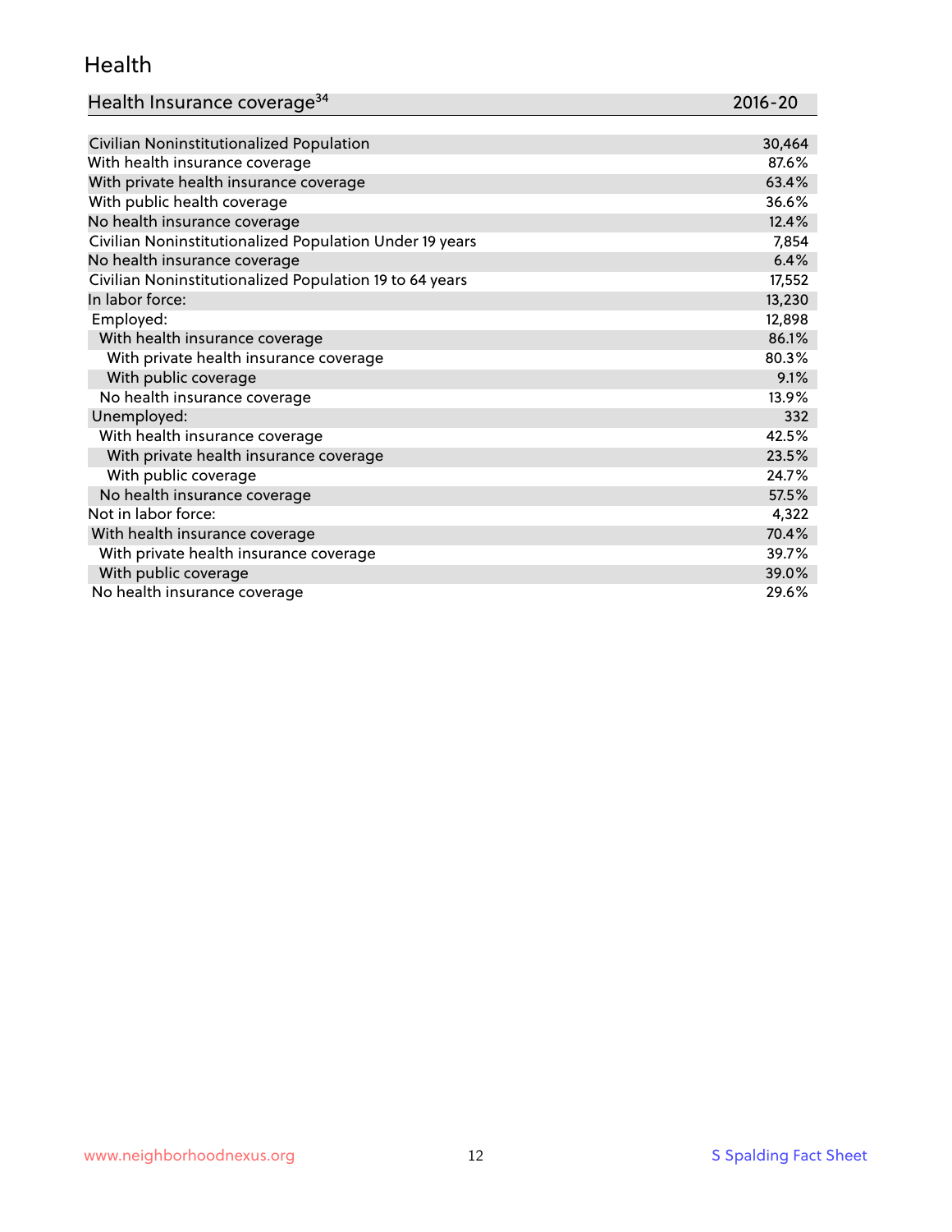## Health

| Health Insurance coverage[34] | 2016-20 |
|---|---|
| Civilian Noninstitutionalized Population | 30,464 |
| With health insurance coverage | 87.6% |
| With private health insurance coverage | 63.4% |
| With public health coverage | 36.6% |
| No health insurance coverage | 12.4% |
| Civilian Noninstitutionalized Population Under 19 years | 7,854 |
| No health insurance coverage | 6.4% |
| Civilian Noninstitutionalized Population 19 to 64 years | 17,552 |
| In labor force: | 13,230 |
| Employed: | 12,898 |
| With health insurance coverage | 86.1% |
| With private health insurance coverage | 80.3% |
| With public coverage | 9.1% |
| No health insurance coverage | 13.9% |
| Unemployed: | 332 |
| With health insurance coverage | 42.5% |
| With private health insurance coverage | 23.5% |
| With public coverage | 24.7% |
| No health insurance coverage | 57.5% |
| Not in labor force: | 4,322 |
| With health insurance coverage | 70.4% |
| With private health insurance coverage | 39.7% |
| With public coverage | 39.0% |
| No health insurance coverage | 29.6% |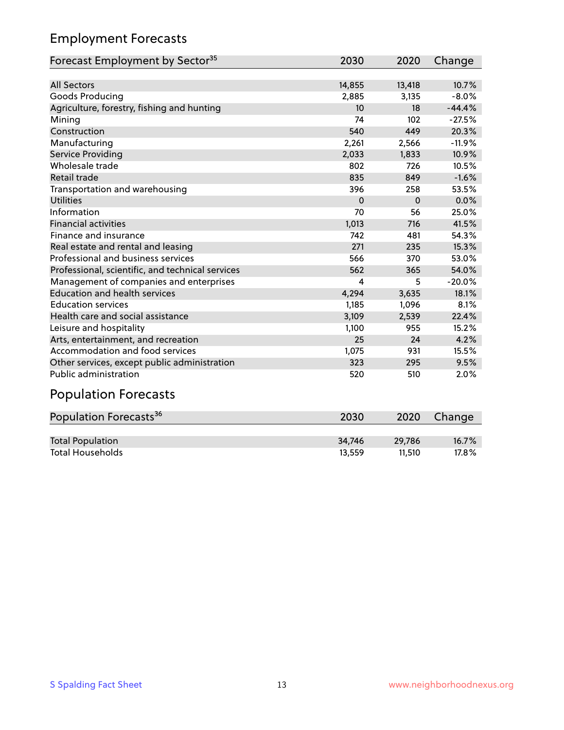## Employment Forecasts

| Forecast Employment by Sector[35] | 2030 | 2020 | Change |
|---|---|---|---|
| All Sectors | 14,855 | 13,418 | 10.7% |
| Goods Producing | 2,885 | 3,135 | -8.0% |
| Agriculture, forestry, fishing and hunting | 10 | 18 | -44.4% |
| Mining | 74 | 102 | -27.5% |
| Construction | 540 | 449 | 20.3% |
| Manufacturing | 2,261 | 2,566 | -11.9% |
| Service Providing | 2,033 | 1,833 | 10.9% |
| Wholesale trade | 802 | 726 | 10.5% |
| Retail trade | 835 | 849 | -1.6% |
| Transportation and warehousing | 396 | 258 | 53.5% |
| Utilities | 0 | 0 | 0.0% |
| Information | 70 | 56 | 25.0% |
| Financial activities | 1,013 | 716 | 41.5% |
| Finance and insurance | 742 | 481 | 54.3% |
| Real estate and rental and leasing | 271 | 235 | 15.3% |
| Professional and business services | 566 | 370 | 53.0% |
| Professional, scientific, and technical services | 562 | 365 | 54.0% |
| Management of companies and enterprises | 4 | 5 | -20.0% |
| Education and health services | 4,294 | 3,635 | 18.1% |
| Education services | 1,185 | 1,096 | 8.1% |
| Health care and social assistance | 3,109 | 2,539 | 22.4% |
| Leisure and hospitality | 1,100 | 955 | 15.2% |
| Arts, entertainment, and recreation | 25 | 24 | 4.2% |
| Accommodation and food services | 1,075 | 931 | 15.5% |
| Other services, except public administration | 323 | 295 | 9.5% |
| Public administration | 520 | 510 | 2.0% |

## Population Forecasts

| Population Forecasts[36] | 2030 | 2020 | Change |
|---|---|---|---|
| Total Population | 34,746 | 29,786 | 16.7% |
| Total Households | 13,559 | 11,510 | 17.8% |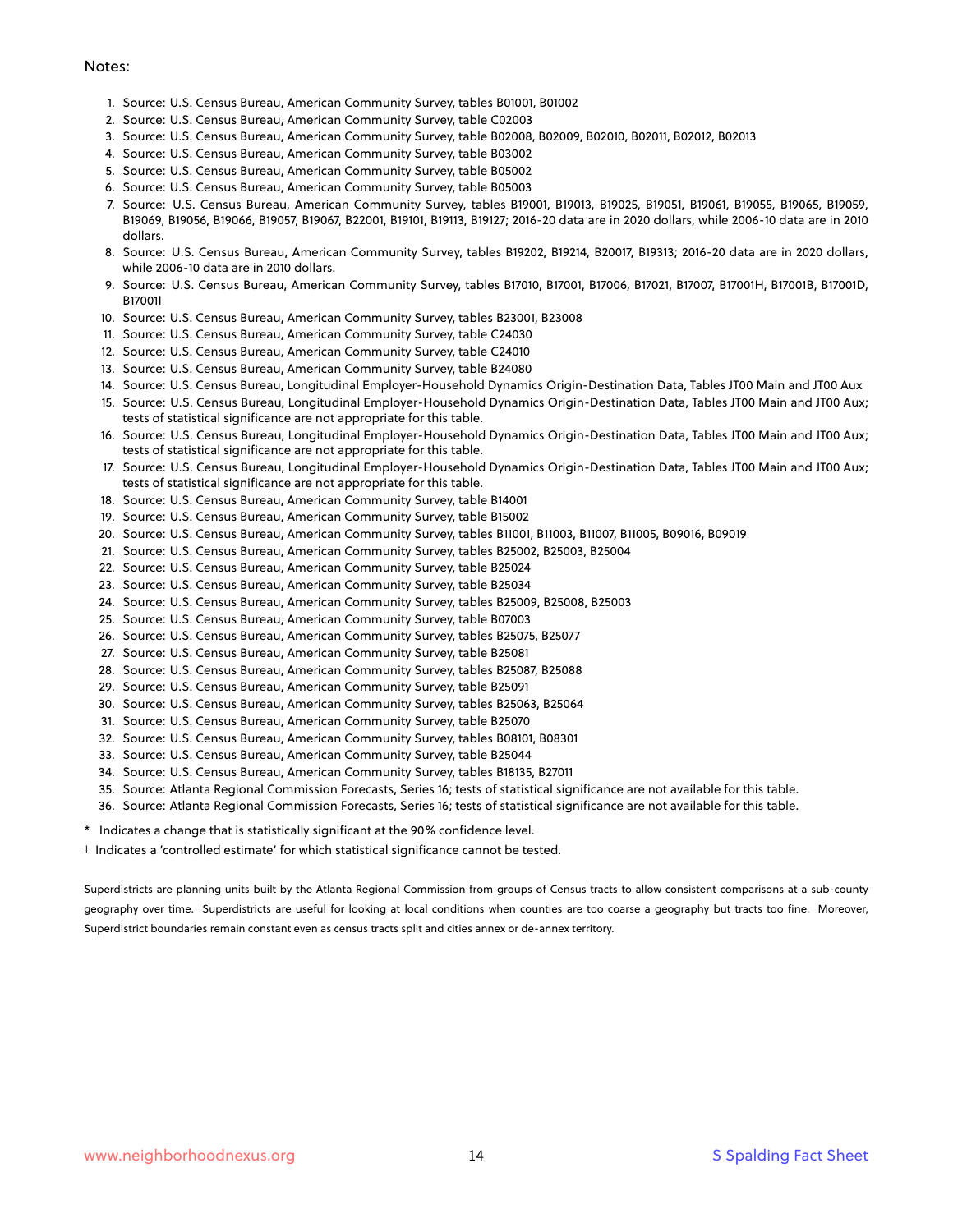Notes:

1. Source: U.S. Census Bureau, American Community Survey, tables B01001, B01002
2. Source: U.S. Census Bureau, American Community Survey, table C02003
3. Source: U.S. Census Bureau, American Community Survey, table B02008, B02009, B02010, B02011, B02012, B02013
4. Source: U.S. Census Bureau, American Community Survey, table B03002
5. Source: U.S. Census Bureau, American Community Survey, table B05002
6. Source: U.S. Census Bureau, American Community Survey, table B05003
7. Source: U.S. Census Bureau, American Community Survey, tables B19001, B19013, B19025, B19051, B19061, B19055, B19065, B19059, B19069, B19056, B19066, B19057, B19067, B22001, B19101, B19113, B19127; 2016-20 data are in 2020 dollars, while 2006-10 data are in 2010 dollars.
8. Source: U.S. Census Bureau, American Community Survey, tables B19202, B19214, B20017, B19313; 2016-20 data are in 2020 dollars, while 2006-10 data are in 2010 dollars.
9. Source: U.S. Census Bureau, American Community Survey, tables B17010, B17001, B17006, B17021, B17007, B17001H, B17001B, B17001D, B17001I
10. Source: U.S. Census Bureau, American Community Survey, tables B23001, B23008
11. Source: U.S. Census Bureau, American Community Survey, table C24030
12. Source: U.S. Census Bureau, American Community Survey, table C24010
13. Source: U.S. Census Bureau, American Community Survey, table B24080
14. Source: U.S. Census Bureau, Longitudinal Employer-Household Dynamics Origin-Destination Data, Tables JT00 Main and JT00 Aux
15. Source: U.S. Census Bureau, Longitudinal Employer-Household Dynamics Origin-Destination Data, Tables JT00 Main and JT00 Aux; tests of statistical significance are not appropriate for this table.
16. Source: U.S. Census Bureau, Longitudinal Employer-Household Dynamics Origin-Destination Data, Tables JT00 Main and JT00 Aux; tests of statistical significance are not appropriate for this table.
17. Source: U.S. Census Bureau, Longitudinal Employer-Household Dynamics Origin-Destination Data, Tables JT00 Main and JT00 Aux; tests of statistical significance are not appropriate for this table.
18. Source: U.S. Census Bureau, American Community Survey, table B14001
19. Source: U.S. Census Bureau, American Community Survey, table B15002
20. Source: U.S. Census Bureau, American Community Survey, tables B11001, B11003, B11007, B11005, B09016, B09019
21. Source: U.S. Census Bureau, American Community Survey, tables B25002, B25003, B25004
22. Source: U.S. Census Bureau, American Community Survey, table B25024
23. Source: U.S. Census Bureau, American Community Survey, table B25034
24. Source: U.S. Census Bureau, American Community Survey, tables B25009, B25008, B25003
25. Source: U.S. Census Bureau, American Community Survey, table B07003
26. Source: U.S. Census Bureau, American Community Survey, tables B25075, B25077
27. Source: U.S. Census Bureau, American Community Survey, table B25081
28. Source: U.S. Census Bureau, American Community Survey, tables B25087, B25088
29. Source: U.S. Census Bureau, American Community Survey, table B25091
30. Source: U.S. Census Bureau, American Community Survey, tables B25063, B25064
31. Source: U.S. Census Bureau, American Community Survey, table B25070
32. Source: U.S. Census Bureau, American Community Survey, tables B08101, B08301
33. Source: U.S. Census Bureau, American Community Survey, table B25044
34. Source: U.S. Census Bureau, American Community Survey, tables B18135, B27011
35. Source: Atlanta Regional Commission Forecasts, Series 16; tests of statistical significance are not available for this table.
36. Source: Atlanta Regional Commission Forecasts, Series 16; tests of statistical significance are not available for this table.

\* Indicates a change that is statistically significant at the 90% confidence level.

† Indicates a 'controlled estimate' for which statistical significance cannot be tested.

Superdistricts are planning units built by the Atlanta Regional Commission from groups of Census tracts to allow consistent comparisons at a sub-county geography over time. Superdistricts are useful for looking at local conditions when counties are too coarse a geography but tracts too fine. Moreover, Superdistrict boundaries remain constant even as census tracts split and cities annex or de-annex territory.